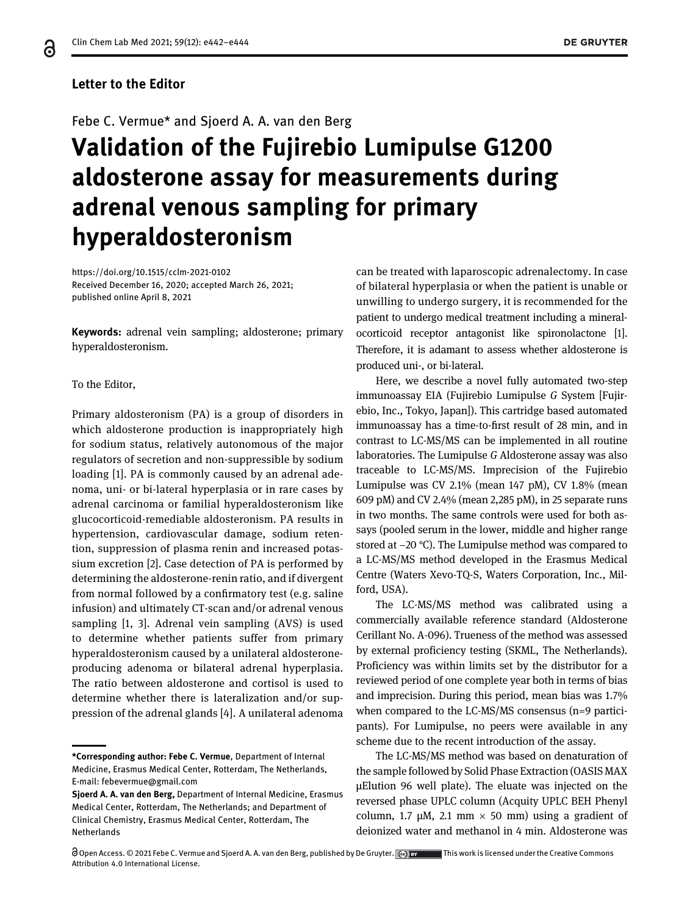**Letter to the Editor**

Febe C. Vermue* and Sjoerd A. A. van den Berg

# Validation of the Fujirebio Lumipulse G1200 aldosterone assay for measurements during adrenal venous sampling for primary hyperaldosteronism

https://doi.org/10.1515/cclm-2021-0102
Received December 16, 2020; accepted March 26, 2021; published online April 8, 2021

**Keywords:** adrenal vein sampling; aldosterone; primary hyperaldosteronism.

To the Editor,

Primary aldosteronism (PA) is a group of disorders in which aldosterone production is inappropriately high for sodium status, relatively autonomous of the major regulators of secretion and non-suppressible by sodium loading [1]. PA is commonly caused by an adrenal adenoma, uni- or bi-lateral hyperplasia or in rare cases by adrenal carcinoma or familial hyperaldosteronism like glucocorticoid-remediable aldosteronism. PA results in hypertension, cardiovascular damage, sodium retention, suppression of plasma renin and increased potassium excretion [2]. Case detection of PA is performed by determining the aldosterone-renin ratio, and if divergent from normal followed by a confirmatory test (e.g. saline infusion) and ultimately CT-scan and/or adrenal venous sampling [1, 3]. Adrenal vein sampling (AVS) is used to determine whether patients suffer from primary hyperaldosteronism caused by a unilateral aldosterone-producing adenoma or bilateral adrenal hyperplasia. The ratio between aldosterone and cortisol is used to determine whether there is lateralization and/or suppression of the adrenal glands [4]. A unilateral adenoma can be treated with laparoscopic adrenalectomy. In case of bilateral hyperplasia or when the patient is unable or unwilling to undergo surgery, it is recommended for the patient to undergo medical treatment including a mineralocorticoid receptor antagonist like spironolactone [1]. Therefore, it is adamant to assess whether aldosterone is produced uni-, or bi-lateral.

Here, we describe a novel fully automated two-step immunoassay EIA (Fujirebio Lumipulse *G* System [Fujirebio, Inc., Tokyo, Japan]). This cartridge based automated immunoassay has a time-to-first result of 28 min, and in contrast to LC-MS/MS can be implemented in all routine laboratories. The Lumipulse *G* Aldosterone assay was also traceable to LC-MS/MS. Imprecision of the Fujirebio Lumipulse was CV 2.1% (mean 147 pM), CV 1.8% (mean 609 pM) and CV 2.4% (mean 2,285 pM), in 25 separate runs in two months. The same controls were used for both assays (pooled serum in the lower, middle and higher range stored at −20 °C). The Lumipulse method was compared to a LC-MS/MS method developed in the Erasmus Medical Centre (Waters Xevo-TQ-S, Waters Corporation, Inc., Milford, USA).

The LC-MS/MS method was calibrated using a commercially available reference standard (Aldosterone Cerillant No. A-096). Trueness of the method was assessed by external proficiency testing (SKML, The Netherlands). Proficiency was within limits set by the distributor for a reviewed period of one complete year both in terms of bias and imprecision. During this period, mean bias was 1.7% when compared to the LC-MS/MS consensus (n=9 participants). For Lumipulse, no peers were available in any scheme due to the recent introduction of the assay.

The LC-MS/MS method was based on denaturation of the sample followed by Solid Phase Extraction (OASIS MAX µElution 96 well plate). The eluate was injected on the reversed phase UPLC column (Acquity UPLC BEH Phenyl column, 1.7 µM, 2.1 mm × 50 mm) using a gradient of deionized water and methanol in 4 min. Aldosterone was

---

***Corresponding author: Febe C. Vermue**, Department of Internal Medicine, Erasmus Medical Center, Rotterdam, The Netherlands, E-mail: febevermue@gmail.com

**Sjoerd A. A. van den Berg,** Department of Internal Medicine, Erasmus Medical Center, Rotterdam, The Netherlands; and Department of Clinical Chemistry, Erasmus Medical Center, Rotterdam, The Netherlands

Open Access. © 2021 Febe C. Vermue and Sjoerd A. A. van den Berg, published by De Gruyter. This work is licensed under the Creative Commons Attribution 4.0 International License.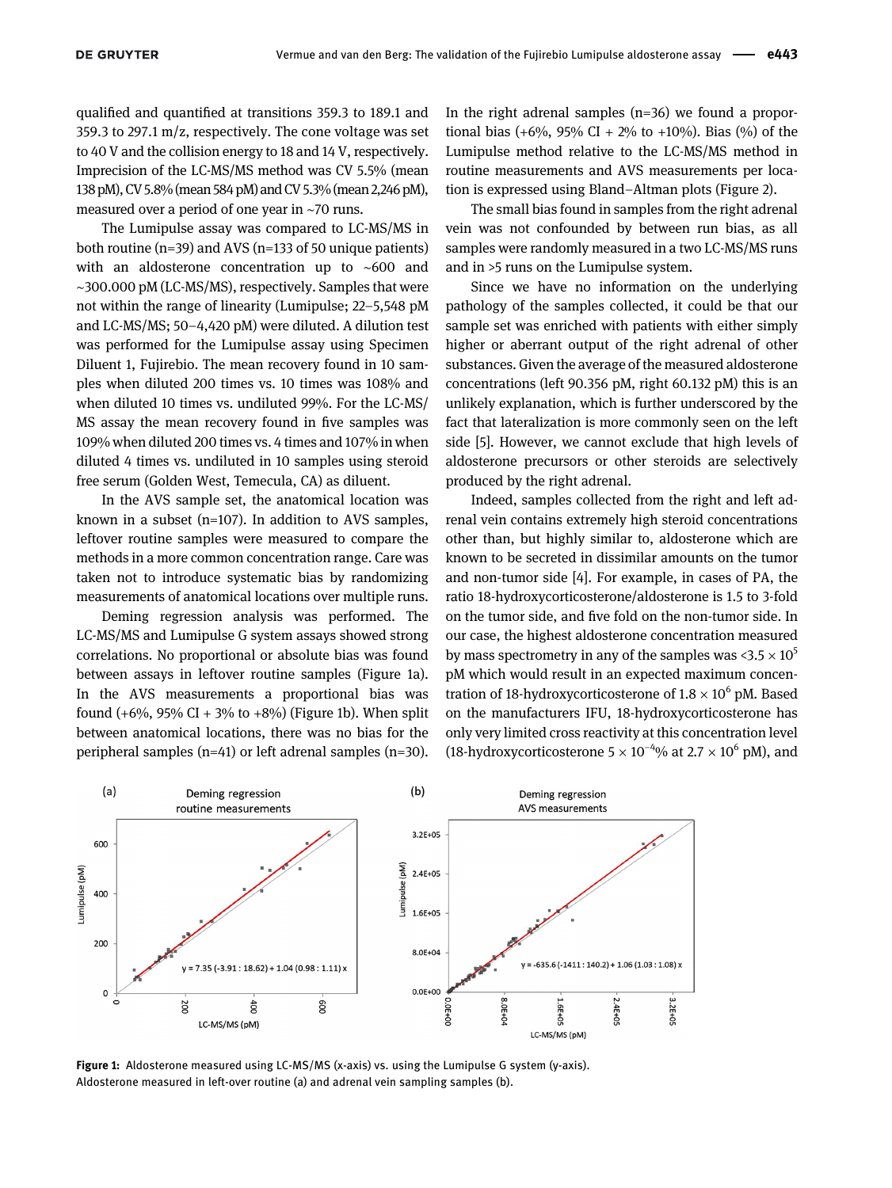qualified and quantified at transitions 359.3 to 189.1 and 359.3 to 297.1 m/z, respectively. The cone voltage was set to 40 V and the collision energy to 18 and 14 V, respectively. Imprecision of the LC-MS/MS method was CV 5.5% (mean 138 pM), CV 5.8% (mean 584 pM) and CV 5.3% (mean 2,246 pM), measured over a period of one year in ~70 runs.

The Lumipulse assay was compared to LC-MS/MS in both routine (n=39) and AVS (n=133 of 50 unique patients) with an aldosterone concentration up to ~600 and ~300.000 pM (LC-MS/MS), respectively. Samples that were not within the range of linearity (Lumipulse; 22–5,548 pM and LC-MS/MS; 50–4,420 pM) were diluted. A dilution test was performed for the Lumipulse assay using Specimen Diluent 1, Fujirebio. The mean recovery found in 10 samples when diluted 200 times vs. 10 times was 108% and when diluted 10 times vs. undiluted 99%. For the LC-MS/MS assay the mean recovery found in five samples was 109% when diluted 200 times vs. 4 times and 107% in when diluted 4 times vs. undiluted in 10 samples using steroid free serum (Golden West, Temecula, CA) as diluent.

In the AVS sample set, the anatomical location was known in a subset (n=107). In addition to AVS samples, leftover routine samples were measured to compare the methods in a more common concentration range. Care was taken not to introduce systematic bias by randomizing measurements of anatomical locations over multiple runs.

Deming regression analysis was performed. The LC-MS/MS and Lumipulse G system assays showed strong correlations. No proportional or absolute bias was found between assays in leftover routine samples (Figure 1a). In the AVS measurements a proportional bias was found (+6%, 95% CI + 3% to +8%) (Figure 1b). When split between anatomical locations, there was no bias for the peripheral samples (n=41) or left adrenal samples (n=30). In the right adrenal samples (n=36) we found a proportional bias (+6%, 95% CI + 2% to +10%). Bias (%) of the Lumipulse method relative to the LC-MS/MS method in routine measurements and AVS measurements per location is expressed using Bland–Altman plots (Figure 2).

The small bias found in samples from the right adrenal vein was not confounded by between run bias, as all samples were randomly measured in a two LC-MS/MS runs and in >5 runs on the Lumipulse system.

Since we have no information on the underlying pathology of the samples collected, it could be that our sample set was enriched with patients with either simply higher or aberrant output of the right adrenal of other substances. Given the average of the measured aldosterone concentrations (left 90.356 pM, right 60.132 pM) this is an unlikely explanation, which is further underscored by the fact that lateralization is more commonly seen on the left side [5]. However, we cannot exclude that high levels of aldosterone precursors or other steroids are selectively produced by the right adrenal.

Indeed, samples collected from the right and left adrenal vein contains extremely high steroid concentrations other than, but highly similar to, aldosterone which are known to be secreted in dissimilar amounts on the tumor and non-tumor side [4]. For example, in cases of PA, the ratio 18-hydroxycorticosterone/aldosterone is 1.5 to 3-fold on the tumor side, and five fold on the non-tumor side. In our case, the highest aldosterone concentration measured by mass spectrometry in any of the samples was $<3.5 \times 10^5$ pM which would result in an expected maximum concentration of 18-hydroxycorticosterone of $1.8 \times 10^6$ pM. Based on the manufacturers IFU, 18-hydroxycorticosterone has only very limited cross reactivity at this concentration level (18-hydroxycorticosterone $5 \times 10^{-4}$% at $2.7 \times 10^6$ pM), and

**Figure 1:** Aldosterone measured using LC-MS/MS (x-axis) vs. using the Lumipulse G system (y-axis). Aldosterone measured in left-over routine (a) and adrenal vein sampling samples (b).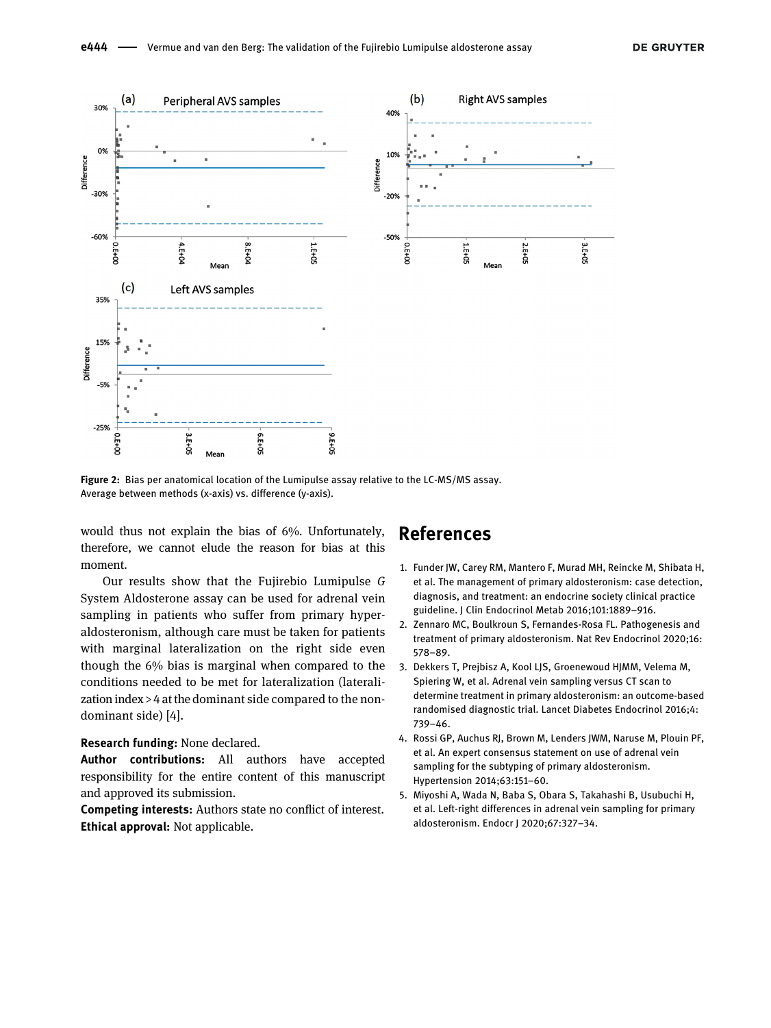(a) Peripheral AVS samples

30%
0%
-30%
-60%
Difference
0.E+00
4.E+04
8.E+04
1.E+05
Mean

(b) Right AVS samples

40%
10%
-20%
-50%
Difference
0.E+00
1.E+05
2.E+05
3.E+05
Mean

(c) Left AVS samples

35%
15%
-5%
-25%
Difference
0.E+00
3.E+05
6.E+05
9.E+05
Mean

**Figure 2:** Bias per anatomical location of the Lumipulse assay relative to the LC-MS/MS assay. Average between methods (x-axis) vs. difference (y-axis).

would thus not explain the bias of 6%. Unfortunately, therefore, we cannot elude the reason for bias at this moment.

Our results show that the Fujirebio Lumipulse *G* System Aldosterone assay can be used for adrenal vein sampling in patients who suffer from primary hyperaldosteronism, although care must be taken for patients with marginal lateralization on the right side even though the 6% bias is marginal when compared to the conditions needed to be met for lateralization (lateralization index > 4 at the dominant side compared to the non-dominant side) [4].

**Research funding:** None declared.

**Author contributions:** All authors have accepted responsibility for the entire content of this manuscript and approved its submission.

**Competing interests:** Authors state no conflict of interest.

**Ethical approval:** Not applicable.

## References

1. Funder JW, Carey RM, Mantero F, Murad MH, Reincke M, Shibata H, et al. The management of primary aldosteronism: case detection, diagnosis, and treatment: an endocrine society clinical practice guideline. J Clin Endocrinol Metab 2016;101:1889–916.
2. Zennaro MC, Boulkroun S, Fernandes-Rosa FL. Pathogenesis and treatment of primary aldosteronism. Nat Rev Endocrinol 2020;16: 578–89.
3. Dekkers T, Prejbisz A, Kool LJS, Groenewoud HJMM, Velema M, Spiering W, et al. Adrenal vein sampling versus CT scan to determine treatment in primary aldosteronism: an outcome-based randomised diagnostic trial. Lancet Diabetes Endocrinol 2016;4: 739–46.
4. Rossi GP, Auchus RJ, Brown M, Lenders JWM, Naruse M, Plouin PF, et al. An expert consensus statement on use of adrenal vein sampling for the subtyping of primary aldosteronism. Hypertension 2014;63:151–60.
5. Miyoshi A, Wada N, Baba S, Obara S, Takahashi B, Usubuchi H, et al. Left-right differences in adrenal vein sampling for primary aldosteronism. Endocr J 2020;67:327–34.